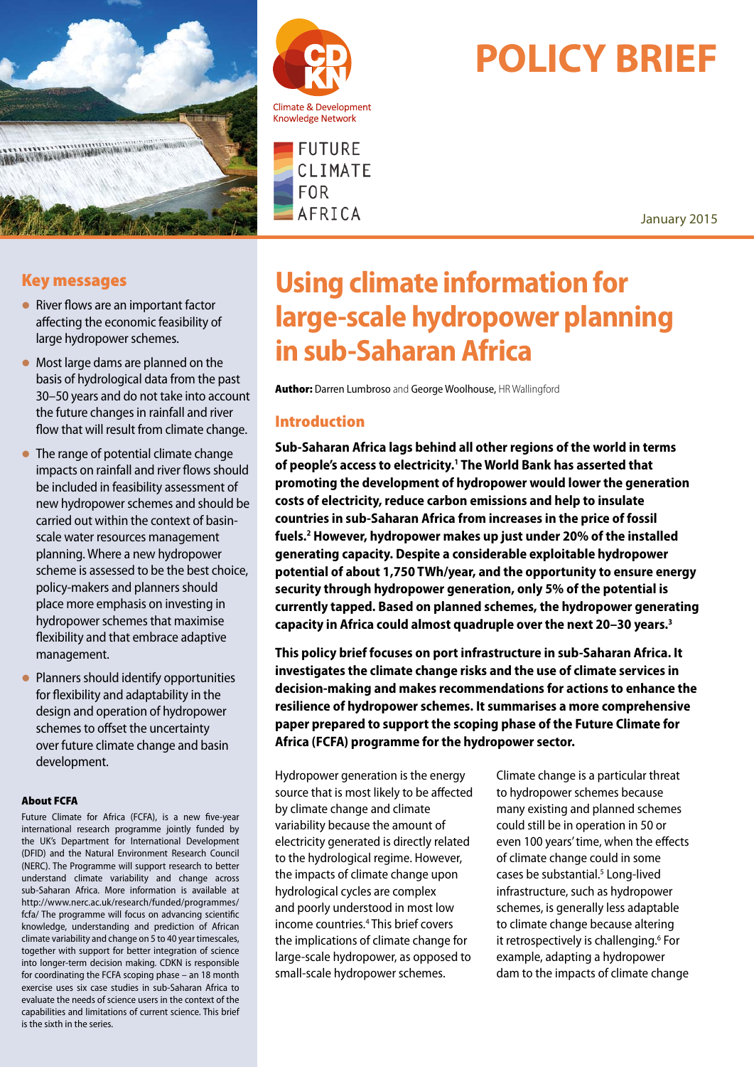# POLICY BRIEF

January 2015

# Using climate information for large-scale hydropower planning in sub-Saharan Africa

**Author:** Darren Lumbroso and George Woolhouse, HR Wallingford

## Key messages

- River flows are an important factor affecting the economic feasibility of large hydropower schemes.
- Most large dams are planned on the basis of hydrological data from the past 30–50 years and do not take into account the future changes in rainfall and river flow that will result from climate change.
- The range of potential climate change impacts on rainfall and river flows should be included in feasibility assessment of new hydropower schemes and should be carried out within the context of basin-scale water resources management planning. Where a new hydropower scheme is assessed to be the best choice, policy-makers and planners should place more emphasis on investing in hydropower schemes that maximise flexibility and that embrace adaptive management.
- Planners should identify opportunities for flexibility and adaptability in the design and operation of hydropower schemes to offset the uncertainty over future climate change and basin development.

### About FCFA

Future Climate for Africa (FCFA), is a new five-year international research programme jointly funded by the UK's Department for International Development (DFID) and the Natural Environment Research Council (NERC). The Programme will support research to better understand climate variability and change across sub-Saharan Africa. More information is available at http://www.nerc.ac.uk/research/funded/programmes/fcfa/ The programme will focus on advancing scientific knowledge, understanding and prediction of African climate variability and change on 5 to 40 year timescales, together with support for better integration of science into longer-term decision making. CDKN is responsible for coordinating the FCFA scoping phase – an 18 month exercise uses six case studies in sub-Saharan Africa to evaluate the needs of science users in the context of the capabilities and limitations of current science. This brief is the sixth in the series.

## Introduction

**Sub-Saharan Africa lags behind all other regions of the world in terms of people's access to electricity.[1] The World Bank has asserted that promoting the development of hydropower would lower the generation costs of electricity, reduce carbon emissions and help to insulate countries in sub-Saharan Africa from increases in the price of fossil fuels.[2] However, hydropower makes up just under 20% of the installed generating capacity. Despite a considerable exploitable hydropower potential of about 1,750 TWh/year, and the opportunity to ensure energy security through hydropower generation, only 5% of the potential is currently tapped. Based on planned schemes, the hydropower generating capacity in Africa could almost quadruple over the next 20–30 years.[3]**

**This policy brief focuses on port infrastructure in sub-Saharan Africa. It investigates the climate change risks and the use of climate services in decision-making and makes recommendations for actions to enhance the resilience of hydropower schemes. It summarises a more comprehensive paper prepared to support the scoping phase of the Future Climate for Africa (FCFA) programme for the hydropower sector.**

Hydropower generation is the energy source that is most likely to be affected by climate change and climate variability because the amount of electricity generated is directly related to the hydrological regime. However, the impacts of climate change upon hydrological cycles are complex and poorly understood in most low income countries.[4] This brief covers the implications of climate change for large-scale hydropower, as opposed to small-scale hydropower schemes.

Climate change is a particular threat to hydropower schemes because many existing and planned schemes could still be in operation in 50 or even 100 years' time, when the effects of climate change could in some cases be substantial.[5] Long-lived infrastructure, such as hydropower schemes, is generally less adaptable to climate change because altering it retrospectively is challenging.[6] For example, adapting a hydropower dam to the impacts of climate change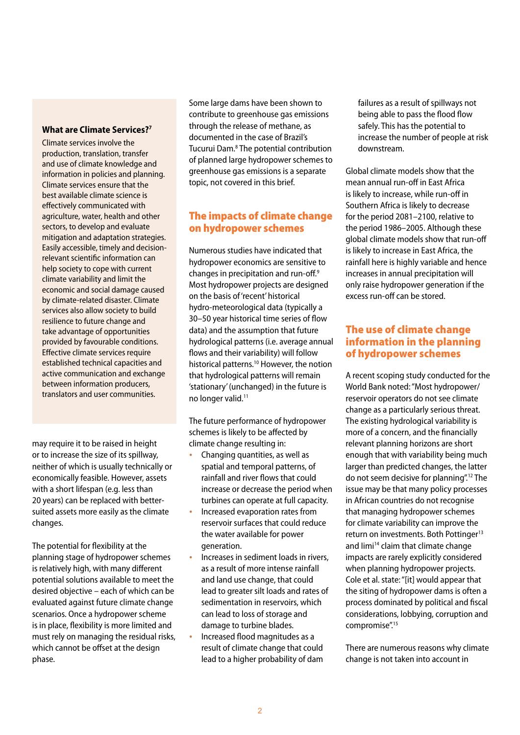### What are Climate Services?[7]

Climate services involve the production, translation, transfer and use of climate knowledge and information in policies and planning. Climate services ensure that the best available climate science is effectively communicated with agriculture, water, health and other sectors, to develop and evaluate mitigation and adaptation strategies. Easily accessible, timely and decision-relevant scientific information can help society to cope with current climate variability and limit the economic and social damage caused by climate-related disaster. Climate services also allow society to build resilience to future change and take advantage of opportunities provided by favourable conditions. Effective climate services require established technical capacities and active communication and exchange between information producers, translators and user communities.

may require it to be raised in height or to increase the size of its spillway, neither of which is usually technically or economically feasible. However, assets with a short lifespan (e.g. less than 20 years) can be replaced with better-suited assets more easily as the climate changes.

The potential for flexibility at the planning stage of hydropower schemes is relatively high, with many different potential solutions available to meet the desired objective – each of which can be evaluated against future climate change scenarios. Once a hydropower scheme is in place, flexibility is more limited and must rely on managing the residual risks, which cannot be offset at the design phase.

Some large dams have been shown to contribute to greenhouse gas emissions through the release of methane, as documented in the case of Brazil's Tucurui Dam.[8] The potential contribution of planned large hydropower schemes to greenhouse gas emissions is a separate topic, not covered in this brief.

## The impacts of climate change on hydropower schemes

Numerous studies have indicated that hydropower economics are sensitive to changes in precipitation and run-off.[9] Most hydropower projects are designed on the basis of 'recent' historical hydro-meteorological data (typically a 30–50 year historical time series of flow data) and the assumption that future hydrological patterns (i.e. average annual flows and their variability) will follow historical patterns.[10] However, the notion that hydrological patterns will remain 'stationary' (unchanged) in the future is no longer valid.[11]

The future performance of hydropower schemes is likely to be affected by climate change resulting in:

- Changing quantities, as well as spatial and temporal patterns, of rainfall and river flows that could increase or decrease the period when turbines can operate at full capacity.
- Increased evaporation rates from reservoir surfaces that could reduce the water available for power generation.
- Increases in sediment loads in rivers, as a result of more intense rainfall and land use change, that could lead to greater silt loads and rates of sedimentation in reservoirs, which can lead to loss of storage and damage to turbine blades.
- Increased flood magnitudes as a result of climate change that could lead to a higher probability of dam failures as a result of spillways not being able to pass the flood flow safely. This has the potential to increase the number of people at risk downstream.

Global climate models show that the mean annual run-off in East Africa is likely to increase, while run-off in Southern Africa is likely to decrease for the period 2081–2100, relative to the period 1986–2005. Although these global climate models show that run-off is likely to increase in East Africa, the rainfall here is highly variable and hence increases in annual precipitation will only raise hydropower generation if the excess run-off can be stored.

## The use of climate change information in the planning of hydropower schemes

A recent scoping study conducted for the World Bank noted: "Most hydropower/ reservoir operators do not see climate change as a particularly serious threat. The existing hydrological variability is more of a concern, and the financially relevant planning horizons are short enough that with variability being much larger than predicted changes, the latter do not seem decisive for planning".[12] The issue may be that many policy processes in African countries do not recognise that managing hydropower schemes for climate variability can improve the return on investments. Both Pottinger[13] and limi[14] claim that climate change impacts are rarely explicitly considered when planning hydropower projects. Cole et al. state: "[it] would appear that the siting of hydropower dams is often a process dominated by political and fiscal considerations, lobbying, corruption and compromise".[15]

There are numerous reasons why climate change is not taken into account in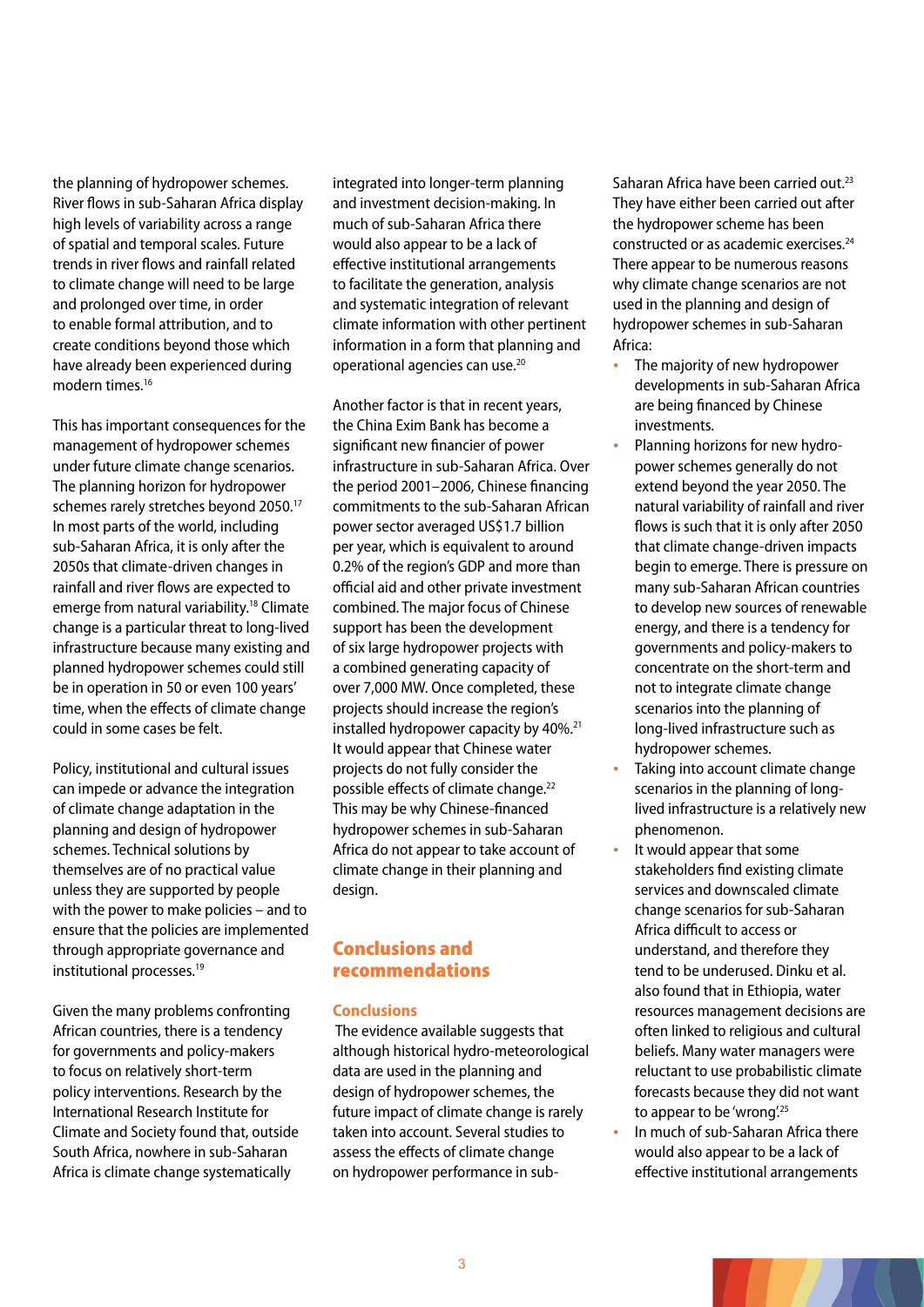the planning of hydropower schemes. River flows in sub-Saharan Africa display high levels of variability across a range of spatial and temporal scales. Future trends in river flows and rainfall related to climate change will need to be large and prolonged over time, in order to enable formal attribution, and to create conditions beyond those which have already been experienced during modern times.[16]

This has important consequences for the management of hydropower schemes under future climate change scenarios. The planning horizon for hydropower schemes rarely stretches beyond 2050.[17] In most parts of the world, including sub-Saharan Africa, it is only after the 2050s that climate-driven changes in rainfall and river flows are expected to emerge from natural variability.[18] Climate change is a particular threat to long-lived infrastructure because many existing and planned hydropower schemes could still be in operation in 50 or even 100 years' time, when the effects of climate change could in some cases be felt.

Policy, institutional and cultural issues can impede or advance the integration of climate change adaptation in the planning and design of hydropower schemes. Technical solutions by themselves are of no practical value unless they are supported by people with the power to make policies – and to ensure that the policies are implemented through appropriate governance and institutional processes.[19]

Given the many problems confronting African countries, there is a tendency for governments and policy-makers to focus on relatively short-term policy interventions. Research by the International Research Institute for Climate and Society found that, outside South Africa, nowhere in sub-Saharan Africa is climate change systematically integrated into longer-term planning and investment decision-making. In much of sub-Saharan Africa there would also appear to be a lack of effective institutional arrangements to facilitate the generation, analysis and systematic integration of relevant climate information with other pertinent information in a form that planning and operational agencies can use.[20]

Another factor is that in recent years, the China Exim Bank has become a significant new financier of power infrastructure in sub-Saharan Africa. Over the period 2001–2006, Chinese financing commitments to the sub-Saharan African power sector averaged US$1.7 billion per year, which is equivalent to around 0.2% of the region's GDP and more than official aid and other private investment combined. The major focus of Chinese support has been the development of six large hydropower projects with a combined generating capacity of over 7,000 MW. Once completed, these projects should increase the region's installed hydropower capacity by 40%.[21] It would appear that Chinese water projects do not fully consider the possible effects of climate change.[22] This may be why Chinese-financed hydropower schemes in sub-Saharan Africa do not appear to take account of climate change in their planning and design.

## Conclusions and recommendations

### Conclusions

The evidence available suggests that although historical hydro-meteorological data are used in the planning and design of hydropower schemes, the future impact of climate change is rarely taken into account. Several studies to assess the effects of climate change on hydropower performance in sub-Saharan Africa have been carried out.[23] They have either been carried out after the hydropower scheme has been constructed or as academic exercises.[24] There appear to be numerous reasons why climate change scenarios are not used in the planning and design of hydropower schemes in sub-Saharan Africa:

- The majority of new hydropower developments in sub-Saharan Africa are being financed by Chinese investments.
- Planning horizons for new hydropower schemes generally do not extend beyond the year 2050. The natural variability of rainfall and river flows is such that it is only after 2050 that climate change-driven impacts begin to emerge. There is pressure on many sub-Saharan African countries to develop new sources of renewable energy, and there is a tendency for governments and policy-makers to concentrate on the short-term and not to integrate climate change scenarios into the planning of long-lived infrastructure such as hydropower schemes.
- Taking into account climate change scenarios in the planning of long-lived infrastructure is a relatively new phenomenon.
- It would appear that some stakeholders find existing climate services and downscaled climate change scenarios for sub-Saharan Africa difficult to access or understand, and therefore they tend to be underused. Dinku et al. also found that in Ethiopia, water resources management decisions are often linked to religious and cultural beliefs. Many water managers were reluctant to use probabilistic climate forecasts because they did not want to appear to be 'wrong'.[25]
- In much of sub-Saharan Africa there would also appear to be a lack of effective institutional arrangements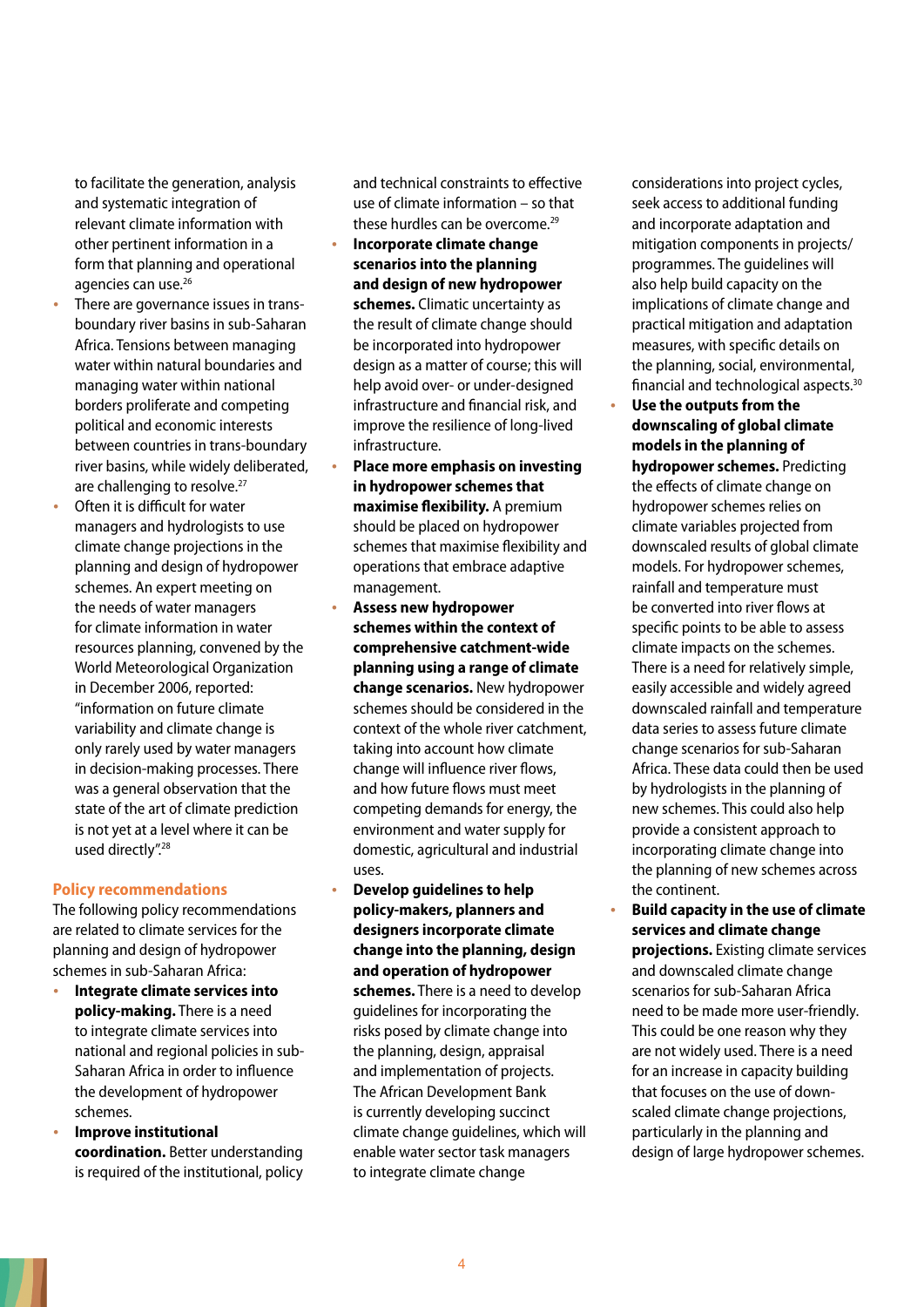to facilitate the generation, analysis and systematic integration of relevant climate information with other pertinent information in a form that planning and operational agencies can use.[26]

- There are governance issues in trans-boundary river basins in sub-Saharan Africa. Tensions between managing water within natural boundaries and managing water within national borders proliferate and competing political and economic interests between countries in trans-boundary river basins, while widely deliberated, are challenging to resolve.[27]
- Often it is difficult for water managers and hydrologists to use climate change projections in the planning and design of hydropower schemes. An expert meeting on the needs of water managers for climate information in water resources planning, convened by the World Meteorological Organization in December 2006, reported: "information on future climate variability and climate change is only rarely used by water managers in decision-making processes. There was a general observation that the state of the art of climate prediction is not yet at a level where it can be used directly".[28]

## Policy recommendations

The following policy recommendations are related to climate services for the planning and design of hydropower schemes in sub-Saharan Africa:

- **Integrate climate services into policy-making.** There is a need to integrate climate services into national and regional policies in sub-Saharan Africa in order to influence the development of hydropower schemes.
- **Improve institutional coordination.** Better understanding is required of the institutional, policy and technical constraints to effective use of climate information – so that these hurdles can be overcome.[29]
- **Incorporate climate change scenarios into the planning and design of new hydropower schemes.** Climatic uncertainty as the result of climate change should be incorporated into hydropower design as a matter of course; this will help avoid over- or under-designed infrastructure and financial risk, and improve the resilience of long-lived infrastructure.
- **Place more emphasis on investing in hydropower schemes that maximise flexibility.** A premium should be placed on hydropower schemes that maximise flexibility and operations that embrace adaptive management.
- **Assess new hydropower schemes within the context of comprehensive catchment-wide planning using a range of climate change scenarios.** New hydropower schemes should be considered in the context of the whole river catchment, taking into account how climate change will influence river flows, and how future flows must meet competing demands for energy, the environment and water supply for domestic, agricultural and industrial uses.
- **Develop guidelines to help policy-makers, planners and designers incorporate climate change into the planning, design and operation of hydropower schemes.** There is a need to develop guidelines for incorporating the risks posed by climate change into the planning, design, appraisal and implementation of projects. The African Development Bank is currently developing succinct climate change guidelines, which will enable water sector task managers to integrate climate change considerations into project cycles, seek access to additional funding and incorporate adaptation and mitigation components in projects/programmes. The guidelines will also help build capacity on the implications of climate change and practical mitigation and adaptation measures, with specific details on the planning, social, environmental, financial and technological aspects.[30]
- **Use the outputs from the downscaling of global climate models in the planning of hydropower schemes.** Predicting the effects of climate change on hydropower schemes relies on climate variables projected from downscaled results of global climate models. For hydropower schemes, rainfall and temperature must be converted into river flows at specific points to be able to assess climate impacts on the schemes. There is a need for relatively simple, easily accessible and widely agreed downscaled rainfall and temperature data series to assess future climate change scenarios for sub-Saharan Africa. These data could then be used by hydrologists in the planning of new schemes. This could also help provide a consistent approach to incorporating climate change into the planning of new schemes across the continent.
- **Build capacity in the use of climate services and climate change projections.** Existing climate services and downscaled climate change scenarios for sub-Saharan Africa need to be made more user-friendly. This could be one reason why they are not widely used. There is a need for an increase in capacity building that focuses on the use of down-scaled climate change projections, particularly in the planning and design of large hydropower schemes.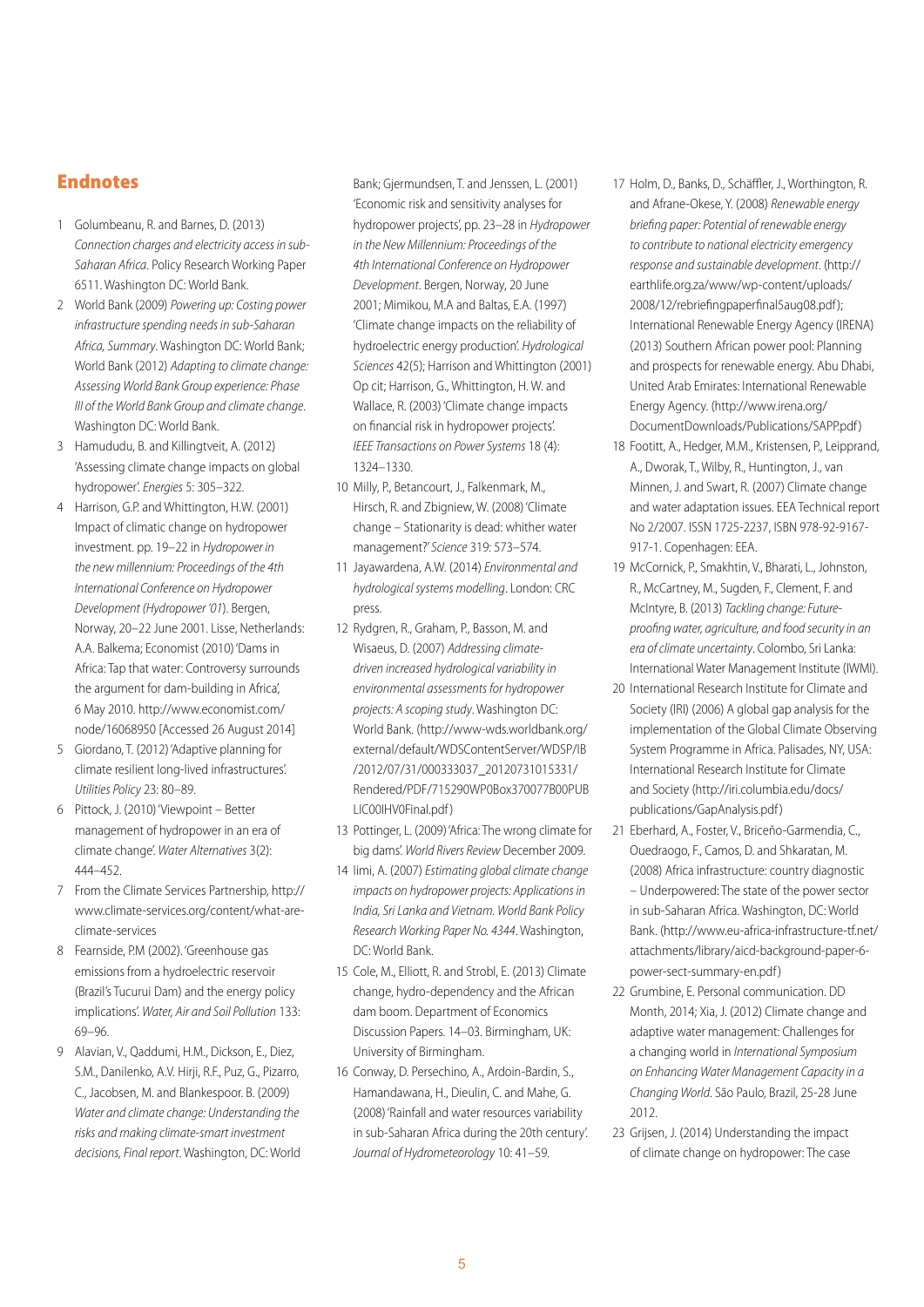## Endnotes

1. Golumbeanu, R. and Barnes, D. (2013) *Connection charges and electricity access in sub-Saharan Africa*. Policy Research Working Paper 6511. Washington DC: World Bank.
2. World Bank (2009) *Powering up: Costing power infrastructure spending needs in sub-Saharan Africa, Summary*. Washington DC: World Bank; World Bank (2012) *Adapting to climate change: Assessing World Bank Group experience: Phase III of the World Bank Group and climate change*. Washington DC: World Bank.
3. Hamududu, B. and Killingtveit, A. (2012) 'Assessing climate change impacts on global hydropower'. *Energies* 5: 305–322.
4. Harrison, G.P. and Whittington, H.W. (2001) Impact of climatic change on hydropower investment. pp. 19–22 in *Hydropower in the new millennium: Proceedings of the 4th International Conference on Hydropower Development (Hydropower '01)*. Bergen, Norway, 20–22 June 2001. Lisse, Netherlands: A.A. Balkema; Economist (2010) 'Dams in Africa: Tap that water: Controversy surrounds the argument for dam-building in Africa', 6 May 2010. http://www.economist.com/node/16068950 [Accessed 26 August 2014]
5. Giordano, T. (2012) 'Adaptive planning for climate resilient long-lived infrastructures'. *Utilities Policy* 23: 80–89.
6. Pittock, J. (2010) 'Viewpoint – Better management of hydropower in an era of climate change'. *Water Alternatives* 3(2): 444–452.
7. From the Climate Services Partnership, http://www.climate-services.org/content/what-are-climate-services
8. Fearnside, P.M (2002). 'Greenhouse gas emissions from a hydroelectric reservoir (Brazil's Tucurui Dam) and the energy policy implications'. *Water, Air and Soil Pollution* 133: 69–96.
9. Alavian, V., Qaddumi, H.M., Dickson, E., Diez, S.M., Danilenko, A.V. Hirji, R.F., Puz, G., Pizarro, C., Jacobsen, M. and Blankespoor. B. (2009) *Water and climate change: Understanding the risks and making climate-smart investment decisions, Final report*. Washington, DC: World Bank; Gjermundsen, T. and Jenssen, L. (2001) 'Economic risk and sensitivity analyses for hydropower projects', pp. 23–28 in *Hydropower in the New Millennium: Proceedings of the 4th International Conference on Hydropower Development*. Bergen, Norway, 20 June 2001; Mimikou, M.A and Baltas, E.A. (1997) 'Climate change impacts on the reliability of hydroelectric energy production'. *Hydrological Sciences* 42(5); Harrison and Whittington (2001) Op cit; Harrison, G., Whittington, H. W. and Wallace, R. (2003) 'Climate change impacts on financial risk in hydropower projects'. *IEEE Transactions on Power Systems* 18 (4): 1324–1330.
10. Milly, P., Betancourt, J., Falkenmark, M., Hirsch, R. and Zbigniew, W. (2008) 'Climate change – Stationarity is dead: whither water management?' *Science* 319: 573–574.
11. Jayawardena, A.W. (2014) *Environmental and hydrological systems modelling*. London: CRC press.
12. Rydgren, R., Graham, P., Basson, M. and Wisaeus, D. (2007) *Addressing climate-driven increased hydrological variability in environmental assessments for hydropower projects: A scoping study*. Washington DC: World Bank. (http://www-wds.worldbank.org/external/default/WDSContentServer/WDSP/IB/2012/07/31/000333037_20120731015331/Rendered/PDF/715290WP0Box370077B00PUBLIC00IHV0Final.pdf)
13. Pottinger, L. (2009) 'Africa: The wrong climate for big dams'. *World Rivers Review* December 2009.
14. Iimi, A. (2007) *Estimating global climate change impacts on hydropower projects: Applications in India, Sri Lanka and Vietnam. World Bank Policy Research Working Paper No. 4344*. Washington, DC: World Bank.
15. Cole, M., Elliott, R. and Strobl, E. (2013) Climate change, hydro-dependency and the African dam boom. Department of Economics Discussion Papers. 14–03. Birmingham, UK: University of Birmingham.
16. Conway, D. Persechino, A., Ardoin-Bardin, S., Hamandawana, H., Dieulin, C. and Mahe, G. (2008) 'Rainfall and water resources variability in sub-Saharan Africa during the 20th century'. *Journal of Hydrometeorology* 10: 41–59.
17. Holm, D., Banks, D., Schäffler, J., Worthington, R. and Afrane-Okese, Y. (2008) *Renewable energy briefing paper: Potential of renewable energy to contribute to national electricity emergency response and sustainable development*. (http://earthlife.org.za/www/wp-content/uploads/2008/12/rebriefingpaperfinal5aug08.pdf); International Renewable Energy Agency (IRENA) (2013) Southern African power pool: Planning and prospects for renewable energy. Abu Dhabi, United Arab Emirates: International Renewable Energy Agency. (http://www.irena.org/DocumentDownloads/Publications/SAPP.pdf)
18. Footitt, A., Hedger, M.M., Kristensen, P., Leipprand, A., Dworak, T., Wilby, R., Huntington, J., van Minnen, J. and Swart, R. (2007) Climate change and water adaptation issues. EEA Technical report No 2/2007. ISSN 1725-2237, ISBN 978-92-9167-917-1. Copenhagen: EEA.
19. McCornick, P., Smakhtin, V., Bharati, L., Johnston, R., McCartney, M., Sugden, F., Clement, F. and McIntyre, B. (2013) *Tackling change: Future-proofing water, agriculture, and food security in an era of climate uncertainty*. Colombo, Sri Lanka: International Water Management Institute (IWMI).
20. International Research Institute for Climate and Society (IRI) (2006) A global gap analysis for the implementation of the Global Climate Observing System Programme in Africa. Palisades, NY, USA: International Research Institute for Climate and Society (http://iri.columbia.edu/docs/publications/GapAnalysis.pdf)
21. Eberhard, A., Foster, V., Briceño-Garmendia, C., Ouedraogo, F., Camos, D. and Shkaratan, M. (2008) Africa infrastructure: country diagnostic – Underpowered: The state of the power sector in sub-Saharan Africa. Washington, DC: World Bank. (http://www.eu-africa-infrastructure-tf.net/attachments/library/aicd-background-paper-6-power-sect-summary-en.pdf)
22. Grumbine, E. Personal communication. DD Month, 2014; Xia, J. (2012) Climate change and adaptive water management: Challenges for a changing world in *International Symposium on Enhancing Water Management Capacity in a Changing World*. São Paulo, Brazil, 25-28 June 2012.
23. Grijsen, J. (2014) Understanding the impact of climate change on hydropower: The case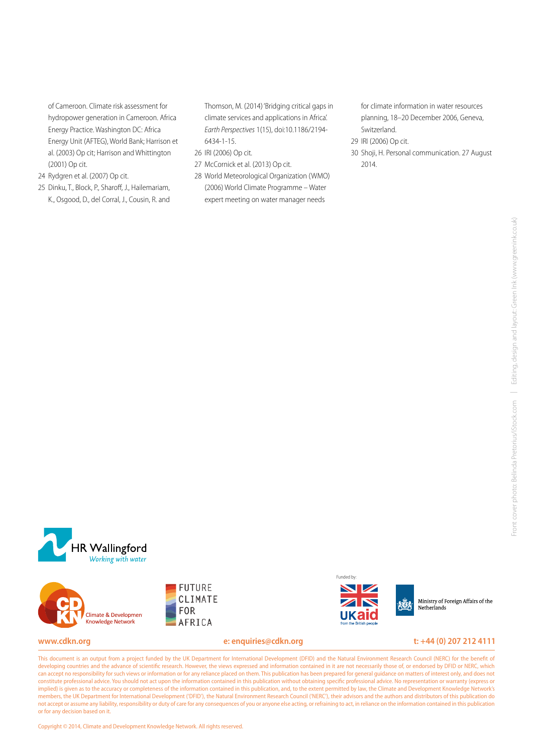of Cameroon. Climate risk assessment for hydropower generation in Cameroon. Africa Energy Practice. Washington DC: Africa Energy Unit (AFTEG), World Bank; Harrison et al. (2003) Op cit; Harrison and Whittington (2001) Op cit.

24 Rydgren et al. (2007) Op cit.

25 Dinku, T., Block, P., Sharoff, J., Hailemariam, K., Osgood, D., del Corral, J., Cousin, R. and Thomson, M. (2014) 'Bridging critical gaps in climate services and applications in Africa'. *Earth Perspectives* 1(15), doi:10.1186/2194-6434-1-15.

26 IRI (2006) Op cit.

27 McCornick et al. (2013) Op cit.

28 World Meteorological Organization (WMO) (2006) World Climate Programme – Water expert meeting on water manager needs for climate information in water resources planning, 18–20 December 2006, Geneva, Switzerland.

29 IRI (2006) Op cit.

30 Shoji, H. Personal communication. 27 August 2014.

Front cover photo: Belinda Pretorius/iStock.com | Editing, design and layout: Green Ink (www.greenink.co.uk)

HR Wallingford
Working with water

Climate & Development Knowledge Network

FUTURE CLIMATE FOR AFRICA

Funded by:

UKaid from the British people

Ministry of Foreign Affairs of the Netherlands

**www.cdkn.org** **e: enquiries@cdkn.org** **t: +44 (0) 207 212 4111**

This document is an output from a project funded by the UK Department for International Development (DFID) and the Natural Environment Research Council (NERC) for the benefit of developing countries and the advance of scientific research. However, the views expressed and information contained in it are not necessarily those of, or endorsed by DFID or NERC, which can accept no responsibility for such views or information or for any reliance placed on them. This publication has been prepared for general guidance on matters of interest only, and does not constitute professional advice. You should not act upon the information contained in this publication without obtaining specific professional advice. No representation or warranty (express or implied) is given as to the accuracy or completeness of the information contained in this publication, and, to the extent permitted by law, the Climate and Development Knowledge Network's members, the UK Department for International Development ('DFID'), the Natural Environment Research Council ('NERC'), their advisors and the authors and distributors of this publication do not accept or assume any liability, responsibility or duty of care for any consequences of you or anyone else acting, or refraining to act, in reliance on the information contained in this publication or for any decision based on it.

Copyright © 2014, Climate and Development Knowledge Network. All rights reserved.